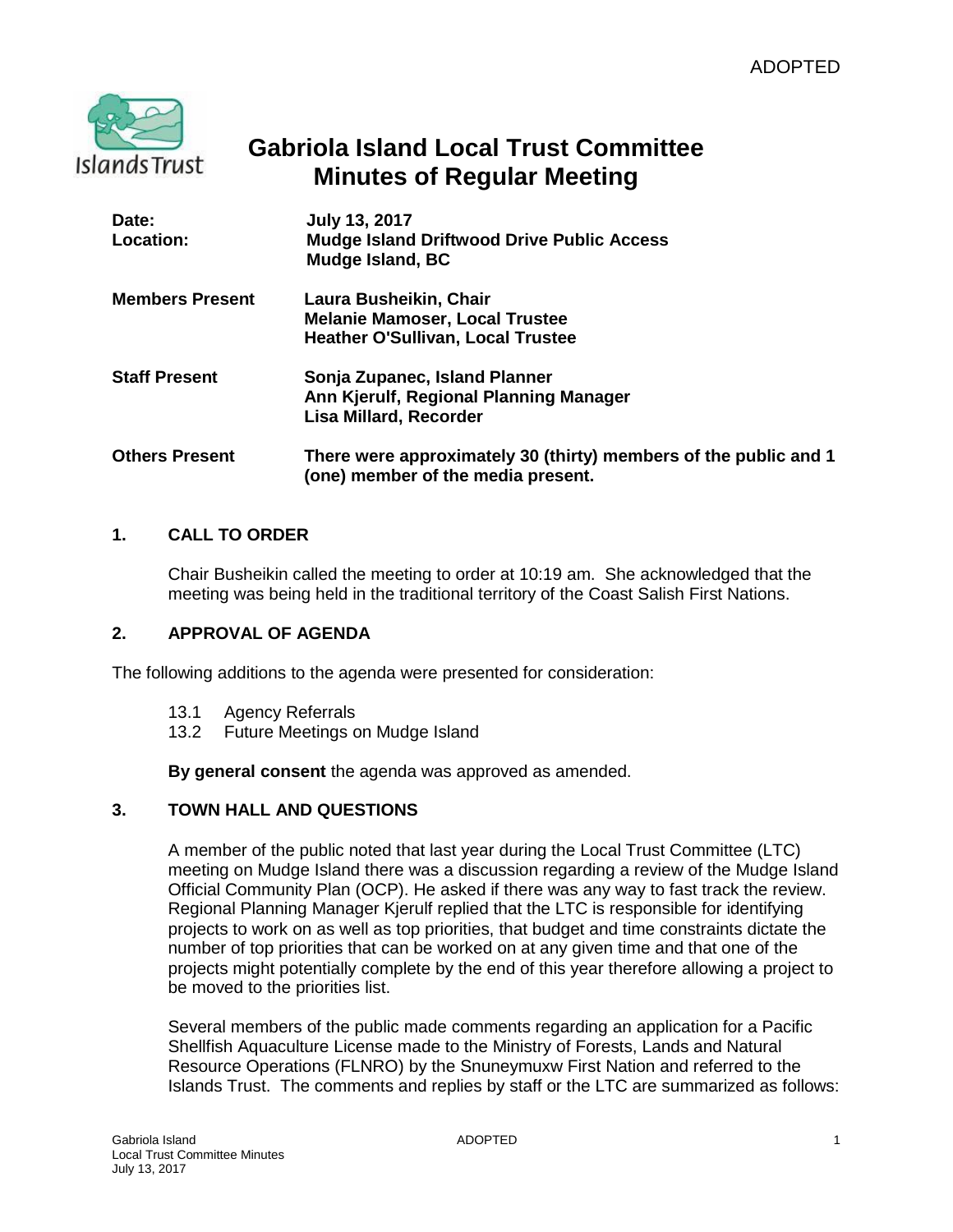ADOPTED

# Gabriola Island Local Trust Committee
# Minutes of Regular Meeting

| | |
|---|---|
| **Date:** | **July 13, 2017** |
| **Location:** | **Mudge Island Driftwood Drive Public Access**<br>**Mudge Island, BC** |
| **Members Present** | **Laura Busheikin, Chair**<br>**Melanie Mamoser, Local Trustee**<br>**Heather O'Sullivan, Local Trustee** |
| **Staff Present** | **Sonja Zupanec, Island Planner**<br>**Ann Kjerulf, Regional Planning Manager**<br>**Lisa Millard, Recorder** |
| **Others Present** | **There were approximately 30 (thirty) members of the public and 1 (one) member of the media present.** |

## 1. CALL TO ORDER

Chair Busheikin called the meeting to order at 10:19 am. She acknowledged that the meeting was being held in the traditional territory of the Coast Salish First Nations.

## 2. APPROVAL OF AGENDA

The following additions to the agenda were presented for consideration:

13.1 Agency Referrals
13.2 Future Meetings on Mudge Island

**By general consent** the agenda was approved as amended.

## 3. TOWN HALL AND QUESTIONS

A member of the public noted that last year during the Local Trust Committee (LTC) meeting on Mudge Island there was a discussion regarding a review of the Mudge Island Official Community Plan (OCP). He asked if there was any way to fast track the review. Regional Planning Manager Kjerulf replied that the LTC is responsible for identifying projects to work on as well as top priorities, that budget and time constraints dictate the number of top priorities that can be worked on at any given time and that one of the projects might potentially complete by the end of this year therefore allowing a project to be moved to the priorities list.

Several members of the public made comments regarding an application for a Pacific Shellfish Aquaculture License made to the Ministry of Forests, Lands and Natural Resource Operations (FLNRO) by the Snuneymuxw First Nation and referred to the Islands Trust. The comments and replies by staff or the LTC are summarized as follows: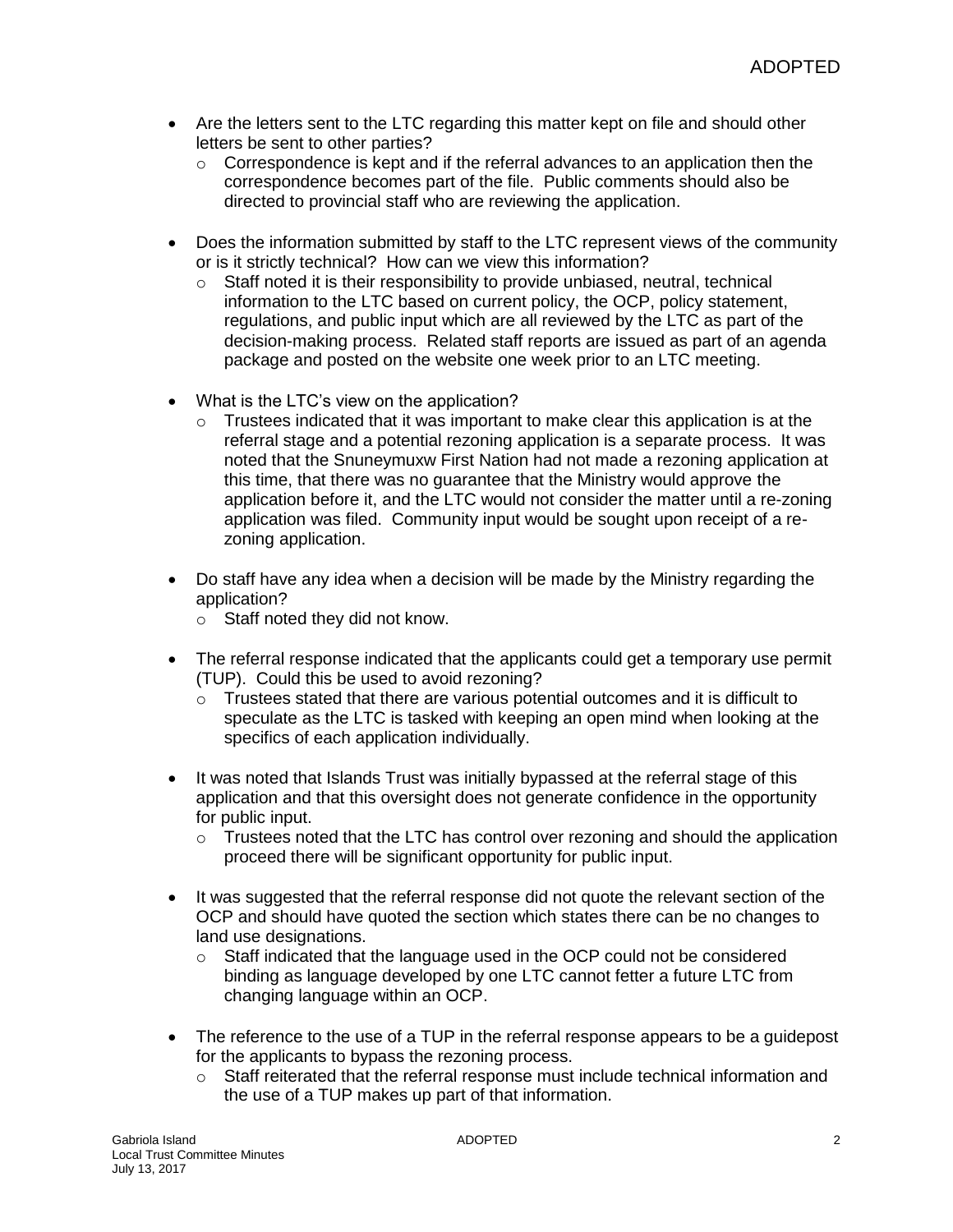- Are the letters sent to the LTC regarding this matter kept on file and should other letters be sent to other parties?
  - Correspondence is kept and if the referral advances to an application then the correspondence becomes part of the file. Public comments should also be directed to provincial staff who are reviewing the application.

- Does the information submitted by staff to the LTC represent views of the community or is it strictly technical? How can we view this information?
  - Staff noted it is their responsibility to provide unbiased, neutral, technical information to the LTC based on current policy, the OCP, policy statement, regulations, and public input which are all reviewed by the LTC as part of the decision-making process. Related staff reports are issued as part of an agenda package and posted on the website one week prior to an LTC meeting.

- What is the LTC's view on the application?
  - Trustees indicated that it was important to make clear this application is at the referral stage and a potential rezoning application is a separate process. It was noted that the Snuneymuxw First Nation had not made a rezoning application at this time, that there was no guarantee that the Ministry would approve the application before it, and the LTC would not consider the matter until a re-zoning application was filed. Community input would be sought upon receipt of a re-zoning application.

- Do staff have any idea when a decision will be made by the Ministry regarding the application?
  - Staff noted they did not know.

- The referral response indicated that the applicants could get a temporary use permit (TUP). Could this be used to avoid rezoning?
  - Trustees stated that there are various potential outcomes and it is difficult to speculate as the LTC is tasked with keeping an open mind when looking at the specifics of each application individually.

- It was noted that Islands Trust was initially bypassed at the referral stage of this application and that this oversight does not generate confidence in the opportunity for public input.
  - Trustees noted that the LTC has control over rezoning and should the application proceed there will be significant opportunity for public input.

- It was suggested that the referral response did not quote the relevant section of the OCP and should have quoted the section which states there can be no changes to land use designations.
  - Staff indicated that the language used in the OCP could not be considered binding as language developed by one LTC cannot fetter a future LTC from changing language within an OCP.

- The reference to the use of a TUP in the referral response appears to be a guidepost for the applicants to bypass the rezoning process.
  - Staff reiterated that the referral response must include technical information and the use of a TUP makes up part of that information.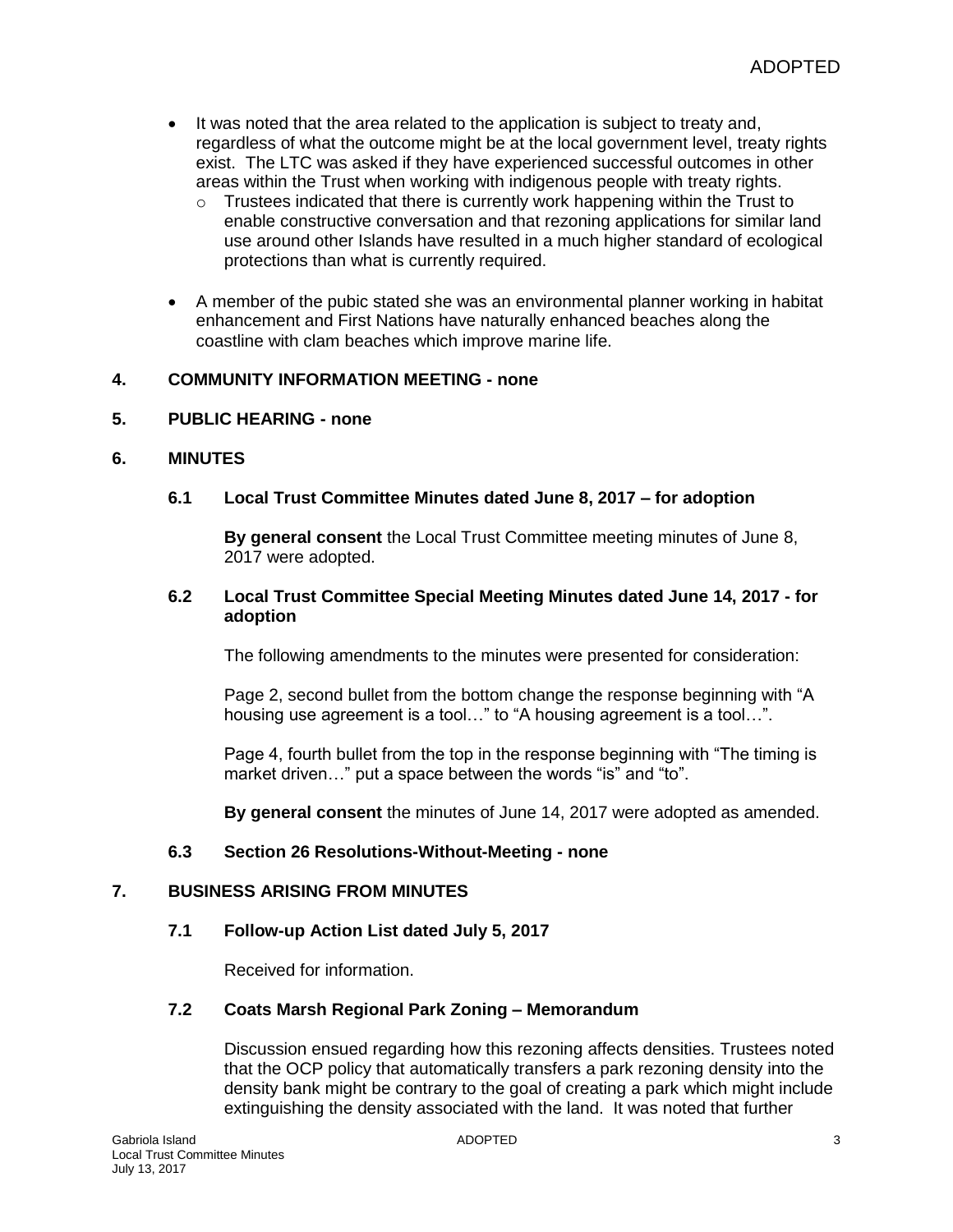- It was noted that the area related to the application is subject to treaty and, regardless of what the outcome might be at the local government level, treaty rights exist. The LTC was asked if they have experienced successful outcomes in other areas within the Trust when working with indigenous people with treaty rights.
  - Trustees indicated that there is currently work happening within the Trust to enable constructive conversation and that rezoning applications for similar land use around other Islands have resulted in a much higher standard of ecological protections than what is currently required.
- A member of the pubic stated she was an environmental planner working in habitat enhancement and First Nations have naturally enhanced beaches along the coastline with clam beaches which improve marine life.

## 4. COMMUNITY INFORMATION MEETING - none

## 5. PUBLIC HEARING - none

## 6. MINUTES

### 6.1 Local Trust Committee Minutes dated June 8, 2017 – for adoption

**By general consent** the Local Trust Committee meeting minutes of June 8, 2017 were adopted.

### 6.2 Local Trust Committee Special Meeting Minutes dated June 14, 2017 - for adoption

The following amendments to the minutes were presented for consideration:

Page 2, second bullet from the bottom change the response beginning with "A housing use agreement is a tool…" to "A housing agreement is a tool…".

Page 4, fourth bullet from the top in the response beginning with "The timing is market driven…" put a space between the words "is" and "to".

**By general consent** the minutes of June 14, 2017 were adopted as amended.

### 6.3 Section 26 Resolutions-Without-Meeting - none

## 7. BUSINESS ARISING FROM MINUTES

### 7.1 Follow-up Action List dated July 5, 2017

Received for information.

### 7.2 Coats Marsh Regional Park Zoning – Memorandum

Discussion ensued regarding how this rezoning affects densities. Trustees noted that the OCP policy that automatically transfers a park rezoning density into the density bank might be contrary to the goal of creating a park which might include extinguishing the density associated with the land. It was noted that further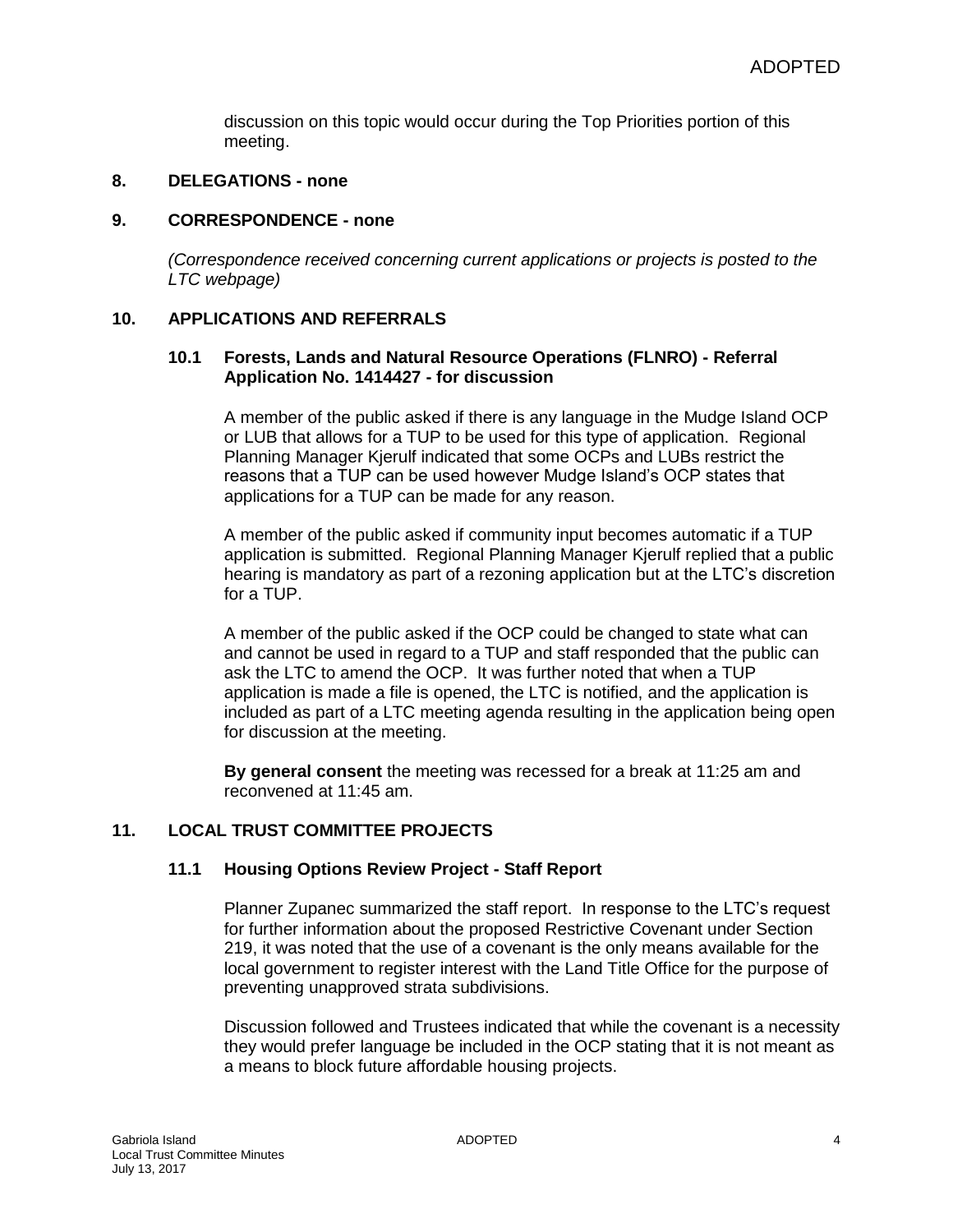discussion on this topic would occur during the Top Priorities portion of this meeting.

## 8. DELEGATIONS - none

## 9. CORRESPONDENCE - none

*(Correspondence received concerning current applications or projects is posted to the LTC webpage)*

## 10. APPLICATIONS AND REFERRALS

### 10.1 Forests, Lands and Natural Resource Operations (FLNRO) - Referral Application No. 1414427 - for discussion

A member of the public asked if there is any language in the Mudge Island OCP or LUB that allows for a TUP to be used for this type of application. Regional Planning Manager Kjerulf indicated that some OCPs and LUBs restrict the reasons that a TUP can be used however Mudge Island's OCP states that applications for a TUP can be made for any reason.

A member of the public asked if community input becomes automatic if a TUP application is submitted. Regional Planning Manager Kjerulf replied that a public hearing is mandatory as part of a rezoning application but at the LTC's discretion for a TUP.

A member of the public asked if the OCP could be changed to state what can and cannot be used in regard to a TUP and staff responded that the public can ask the LTC to amend the OCP. It was further noted that when a TUP application is made a file is opened, the LTC is notified, and the application is included as part of a LTC meeting agenda resulting in the application being open for discussion at the meeting.

**By general consent** the meeting was recessed for a break at 11:25 am and reconvened at 11:45 am.

## 11. LOCAL TRUST COMMITTEE PROJECTS

### 11.1 Housing Options Review Project - Staff Report

Planner Zupanec summarized the staff report. In response to the LTC's request for further information about the proposed Restrictive Covenant under Section 219, it was noted that the use of a covenant is the only means available for the local government to register interest with the Land Title Office for the purpose of preventing unapproved strata subdivisions.

Discussion followed and Trustees indicated that while the covenant is a necessity they would prefer language be included in the OCP stating that it is not meant as a means to block future affordable housing projects.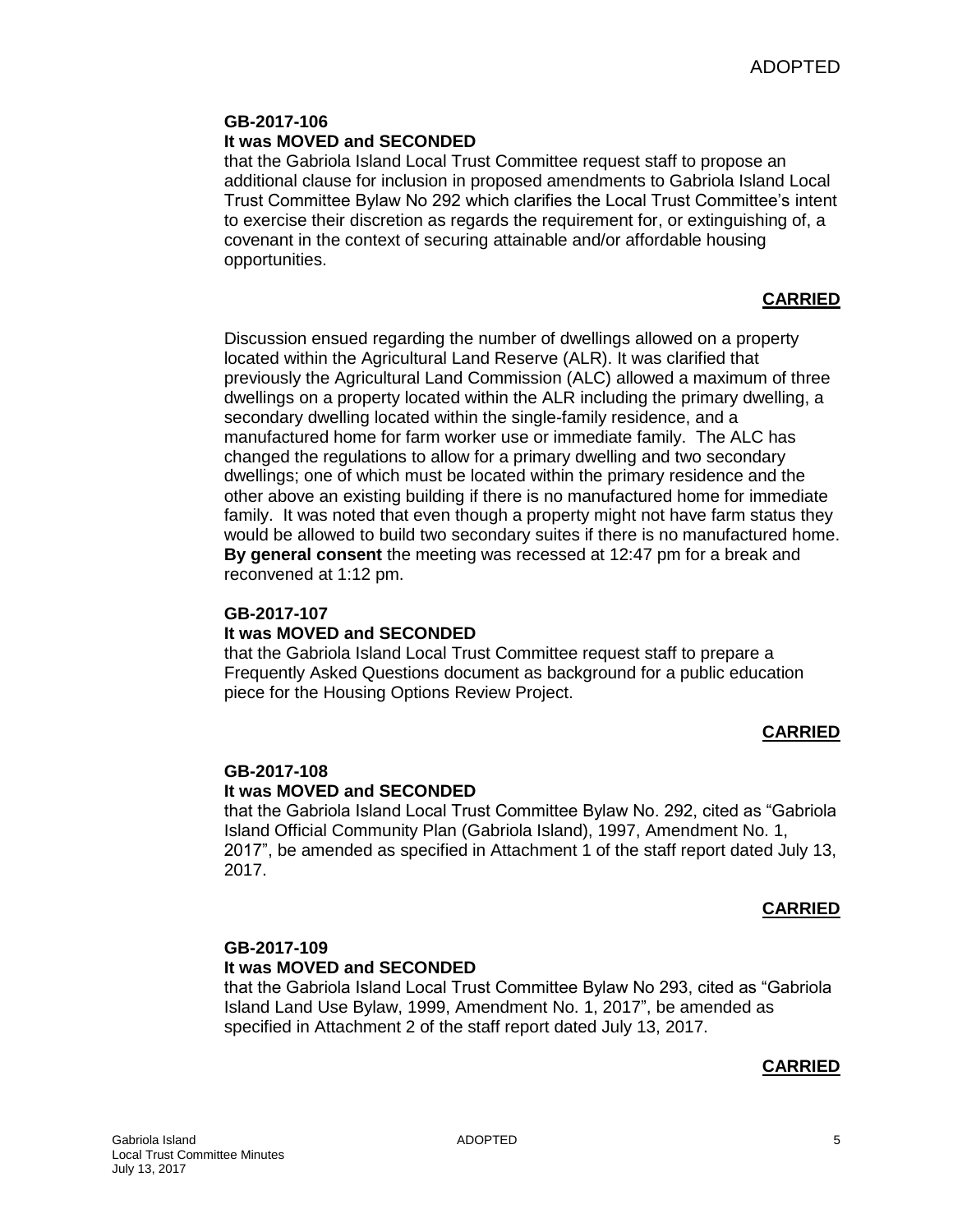ADOPTED

**GB-2017-106**
**It was MOVED and SECONDED**
that the Gabriola Island Local Trust Committee request staff to propose an additional clause for inclusion in proposed amendments to Gabriola Island Local Trust Committee Bylaw No 292 which clarifies the Local Trust Committee's intent to exercise their discretion as regards the requirement for, or extinguishing of, a covenant in the context of securing attainable and/or affordable housing opportunities.

**CARRIED**

Discussion ensued regarding the number of dwellings allowed on a property located within the Agricultural Land Reserve (ALR). It was clarified that previously the Agricultural Land Commission (ALC) allowed a maximum of three dwellings on a property located within the ALR including the primary dwelling, a secondary dwelling located within the single-family residence, and a manufactured home for farm worker use or immediate family. The ALC has changed the regulations to allow for a primary dwelling and two secondary dwellings; one of which must be located within the primary residence and the other above an existing building if there is no manufactured home for immediate family. It was noted that even though a property might not have farm status they would be allowed to build two secondary suites if there is no manufactured home. **By general consent** the meeting was recessed at 12:47 pm for a break and reconvened at 1:12 pm.

**GB-2017-107**
**It was MOVED and SECONDED**
that the Gabriola Island Local Trust Committee request staff to prepare a Frequently Asked Questions document as background for a public education piece for the Housing Options Review Project.

**CARRIED**

**GB-2017-108**
**It was MOVED and SECONDED**
that the Gabriola Island Local Trust Committee Bylaw No. 292, cited as "Gabriola Island Official Community Plan (Gabriola Island), 1997, Amendment No. 1, 2017", be amended as specified in Attachment 1 of the staff report dated July 13, 2017.

**CARRIED**

**GB-2017-109**
**It was MOVED and SECONDED**
that the Gabriola Island Local Trust Committee Bylaw No 293, cited as "Gabriola Island Land Use Bylaw, 1999, Amendment No. 1, 2017", be amended as specified in Attachment 2 of the staff report dated July 13, 2017.

**CARRIED**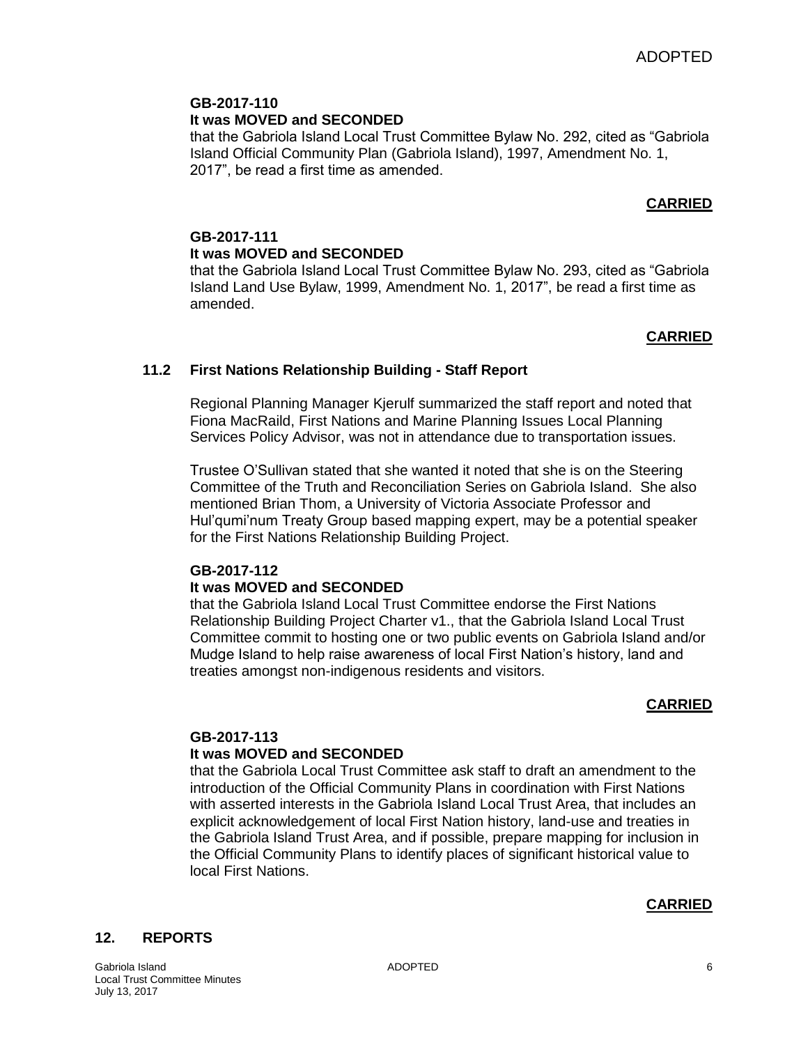**GB-2017-110**
**It was MOVED and SECONDED**
that the Gabriola Island Local Trust Committee Bylaw No. 292, cited as "Gabriola Island Official Community Plan (Gabriola Island), 1997, Amendment No. 1, 2017", be read a first time as amended.

**CARRIED**

**GB-2017-111**
**It was MOVED and SECONDED**
that the Gabriola Island Local Trust Committee Bylaw No. 293, cited as "Gabriola Island Land Use Bylaw, 1999, Amendment No. 1, 2017", be read a first time as amended.

**CARRIED**

### 11.2 First Nations Relationship Building - Staff Report

Regional Planning Manager Kjerulf summarized the staff report and noted that Fiona MacRaild, First Nations and Marine Planning Issues Local Planning Services Policy Advisor, was not in attendance due to transportation issues.

Trustee O'Sullivan stated that she wanted it noted that she is on the Steering Committee of the Truth and Reconciliation Series on Gabriola Island. She also mentioned Brian Thom, a University of Victoria Associate Professor and Hul'qumi'num Treaty Group based mapping expert, may be a potential speaker for the First Nations Relationship Building Project.

**GB-2017-112**
**It was MOVED and SECONDED**
that the Gabriola Island Local Trust Committee endorse the First Nations Relationship Building Project Charter v1., that the Gabriola Island Local Trust Committee commit to hosting one or two public events on Gabriola Island and/or Mudge Island to help raise awareness of local First Nation's history, land and treaties amongst non-indigenous residents and visitors.

**CARRIED**

**GB-2017-113**
**It was MOVED and SECONDED**
that the Gabriola Local Trust Committee ask staff to draft an amendment to the introduction of the Official Community Plans in coordination with First Nations with asserted interests in the Gabriola Island Local Trust Area, that includes an explicit acknowledgement of local First Nation history, land-use and treaties in the Gabriola Island Trust Area, and if possible, prepare mapping for inclusion in the Official Community Plans to identify places of significant historical value to local First Nations.

**CARRIED**

## 12. REPORTS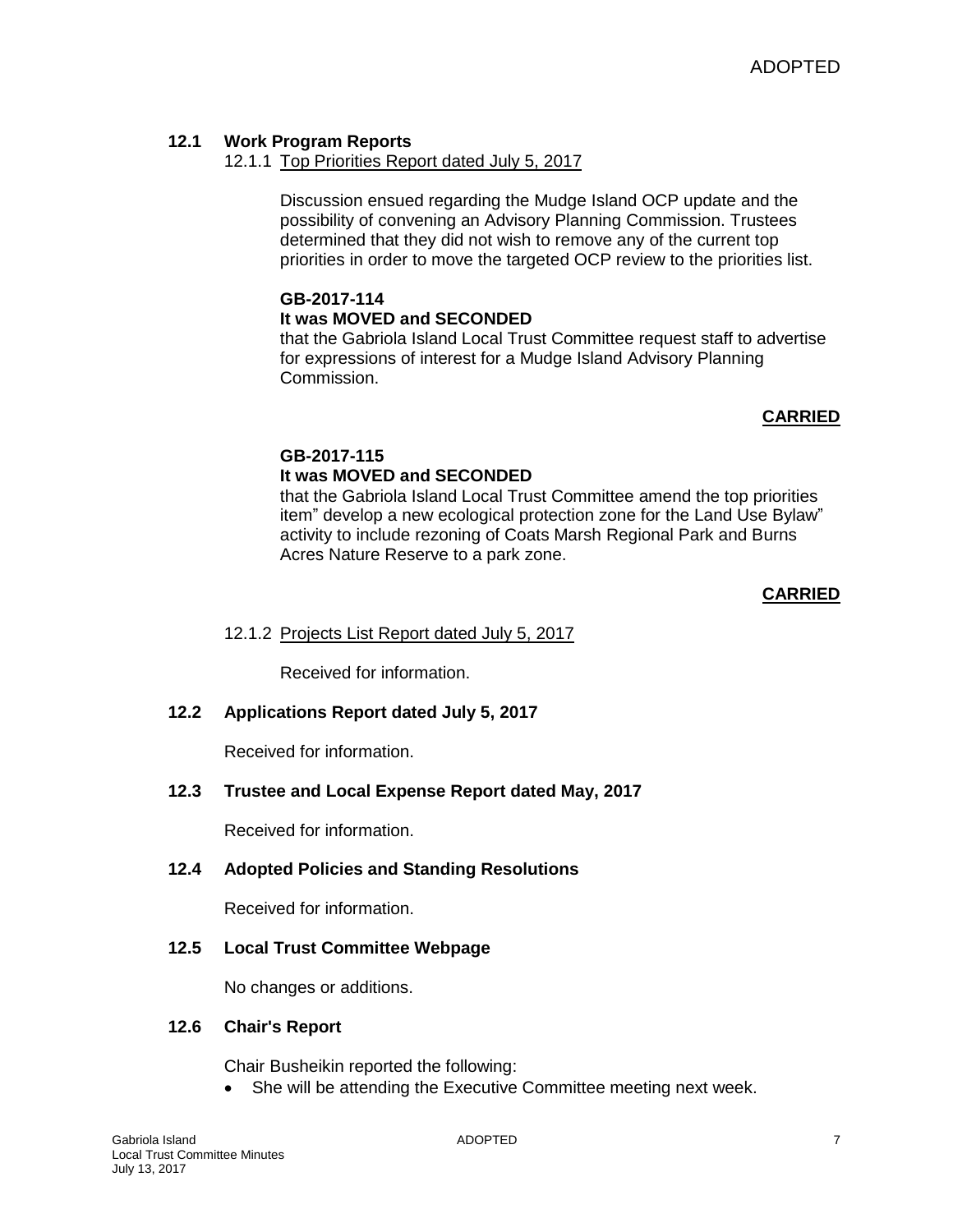### 12.1 Work Program Reports

12.1.1 Top Priorities Report dated July 5, 2017

Discussion ensued regarding the Mudge Island OCP update and the possibility of convening an Advisory Planning Commission. Trustees determined that they did not wish to remove any of the current top priorities in order to move the targeted OCP review to the priorities list.

**GB-2017-114**
**It was MOVED and SECONDED**
that the Gabriola Island Local Trust Committee request staff to advertise for expressions of interest for a Mudge Island Advisory Planning Commission.

**CARRIED**

**GB-2017-115**
**It was MOVED and SECONDED**
that the Gabriola Island Local Trust Committee amend the top priorities item" develop a new ecological protection zone for the Land Use Bylaw" activity to include rezoning of Coats Marsh Regional Park and Burns Acres Nature Reserve to a park zone.

**CARRIED**

12.1.2 Projects List Report dated July 5, 2017

Received for information.

### 12.2 Applications Report dated July 5, 2017

Received for information.

### 12.3 Trustee and Local Expense Report dated May, 2017

Received for information.

### 12.4 Adopted Policies and Standing Resolutions

Received for information.

### 12.5 Local Trust Committee Webpage

No changes or additions.

### 12.6 Chair's Report

Chair Busheikin reported the following:

- She will be attending the Executive Committee meeting next week.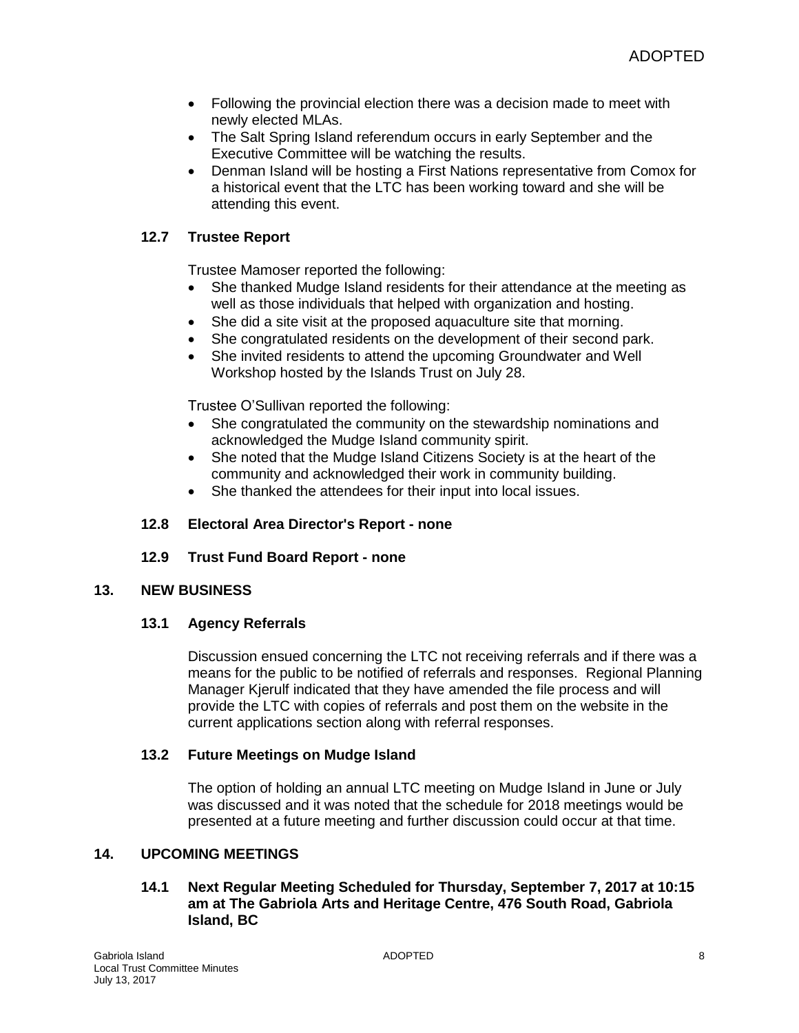- Following the provincial election there was a decision made to meet with newly elected MLAs.
- The Salt Spring Island referendum occurs in early September and the Executive Committee will be watching the results.
- Denman Island will be hosting a First Nations representative from Comox for a historical event that the LTC has been working toward and she will be attending this event.

### 12.7 Trustee Report

Trustee Mamoser reported the following:

- She thanked Mudge Island residents for their attendance at the meeting as well as those individuals that helped with organization and hosting.
- She did a site visit at the proposed aquaculture site that morning.
- She congratulated residents on the development of their second park.
- She invited residents to attend the upcoming Groundwater and Well Workshop hosted by the Islands Trust on July 28.

Trustee O'Sullivan reported the following:

- She congratulated the community on the stewardship nominations and acknowledged the Mudge Island community spirit.
- She noted that the Mudge Island Citizens Society is at the heart of the community and acknowledged their work in community building.
- She thanked the attendees for their input into local issues.

### 12.8 Electoral Area Director's Report - none

### 12.9 Trust Fund Board Report - none

## 13. NEW BUSINESS

### 13.1 Agency Referrals

Discussion ensued concerning the LTC not receiving referrals and if there was a means for the public to be notified of referrals and responses. Regional Planning Manager Kjerulf indicated that they have amended the file process and will provide the LTC with copies of referrals and post them on the website in the current applications section along with referral responses.

### 13.2 Future Meetings on Mudge Island

The option of holding an annual LTC meeting on Mudge Island in June or July was discussed and it was noted that the schedule for 2018 meetings would be presented at a future meeting and further discussion could occur at that time.

## 14. UPCOMING MEETINGS

### 14.1 Next Regular Meeting Scheduled for Thursday, September 7, 2017 at 10:15 am at The Gabriola Arts and Heritage Centre, 476 South Road, Gabriola Island, BC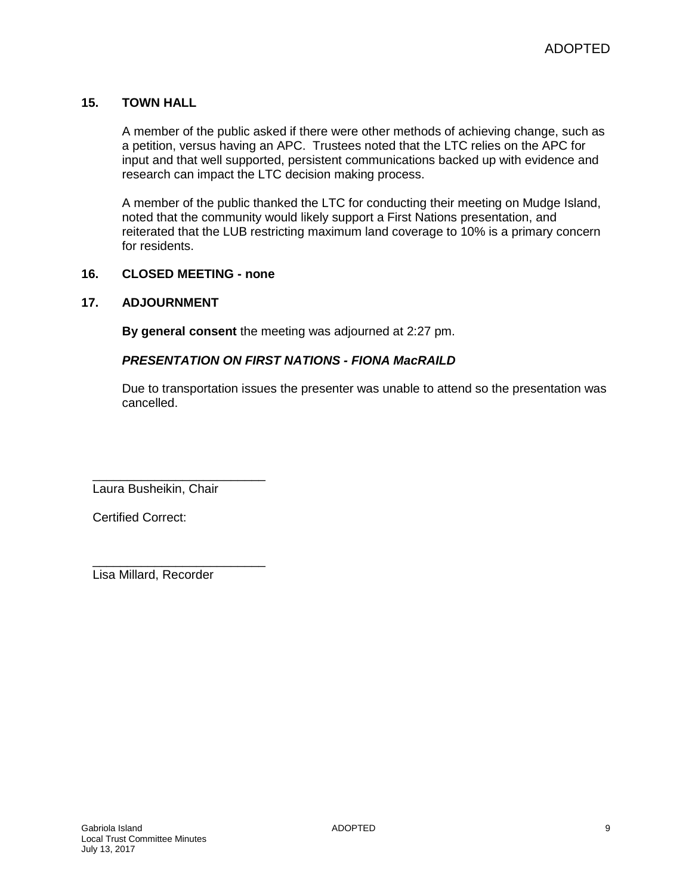ADOPTED

## 15. TOWN HALL

A member of the public asked if there were other methods of achieving change, such as a petition, versus having an APC. Trustees noted that the LTC relies on the APC for input and that well supported, persistent communications backed up with evidence and research can impact the LTC decision making process.

A member of the public thanked the LTC for conducting their meeting on Mudge Island, noted that the community would likely support a First Nations presentation, and reiterated that the LUB restricting maximum land coverage to 10% is a primary concern for residents.

## 16. CLOSED MEETING - none

## 17. ADJOURNMENT

**By general consent** the meeting was adjourned at 2:27 pm.

***PRESENTATION ON FIRST NATIONS - FIONA MacRAILD***

Due to transportation issues the presenter was unable to attend so the presentation was cancelled.

\_\_\_\_\_\_\_\_\_\_\_\_\_\_\_\_\_\_\_\_\_\_\_\_\_\_

Laura Busheikin, Chair

Certified Correct:

\_\_\_\_\_\_\_\_\_\_\_\_\_\_\_\_\_\_\_\_\_\_\_\_\_\_

Lisa Millard, Recorder